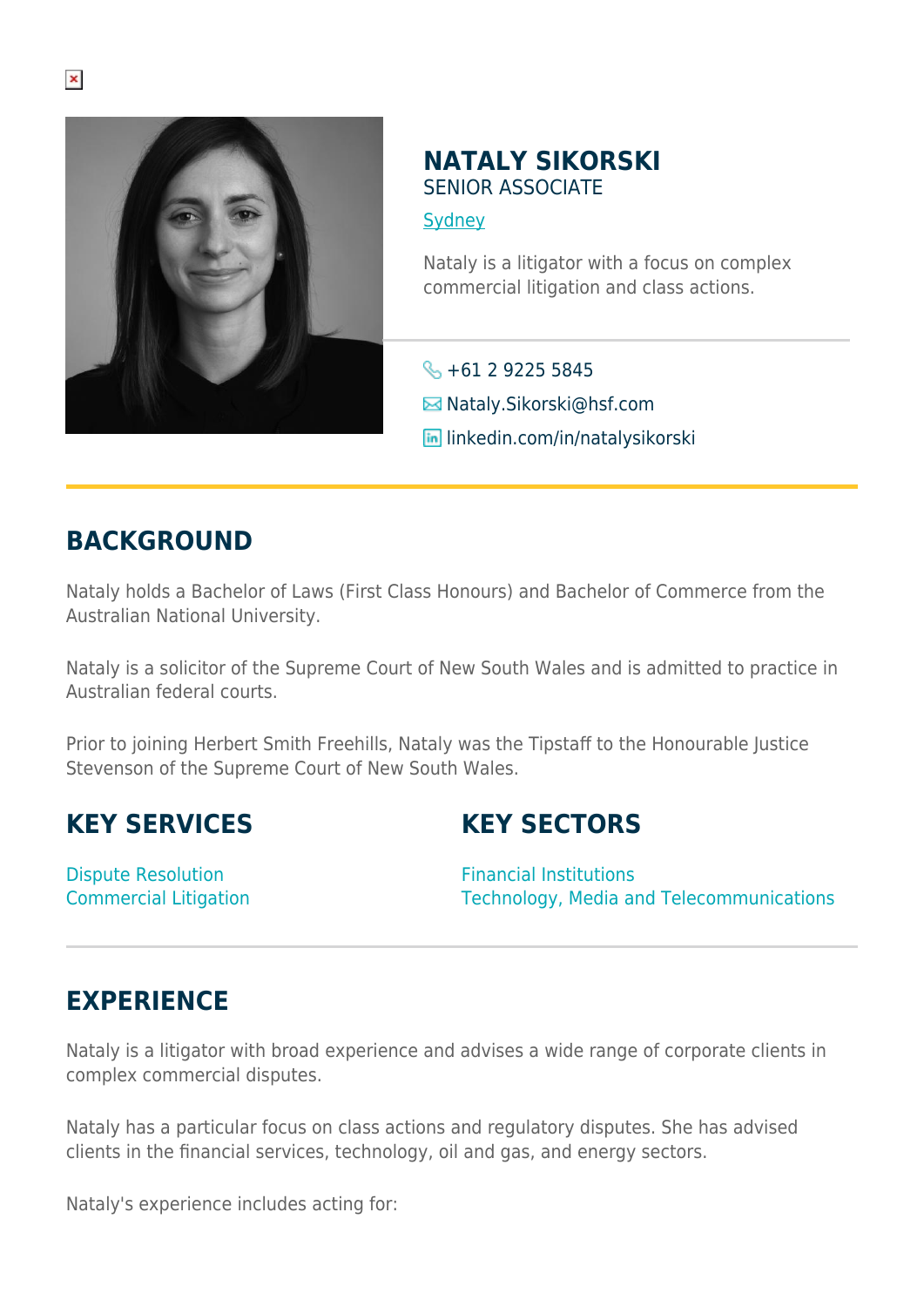# NATALY SIKORSKI

SENIOR ASSOCIATE

Sydney

Nataly is a litigator with a focus on complex commercial litigation and class actions.

+61 2 9225 5845

Nataly.Sikorski@hsf.com

linkedin.com/in/natalysikorski

## BACKGROUND

Nataly holds a Bachelor of Laws (First Class Honours) and Bachelor of Commerce from the Australian National University.

Nataly is a solicitor of the Supreme Court of New South Wales and is admitted to practice in Australian federal courts.

Prior to joining Herbert Smith Freehills, Nataly was the Tipstaff to the Honourable Justice Stevenson of the Supreme Court of New South Wales.

## KEY SERVICES

Dispute Resolution
Commercial Litigation

## KEY SECTORS

Financial Institutions
Technology, Media and Telecommunications

## EXPERIENCE

Nataly is a litigator with broad experience and advises a wide range of corporate clients in complex commercial disputes.

Nataly has a particular focus on class actions and regulatory disputes. She has advised clients in the financial services, technology, oil and gas, and energy sectors.

Nataly's experience includes acting for: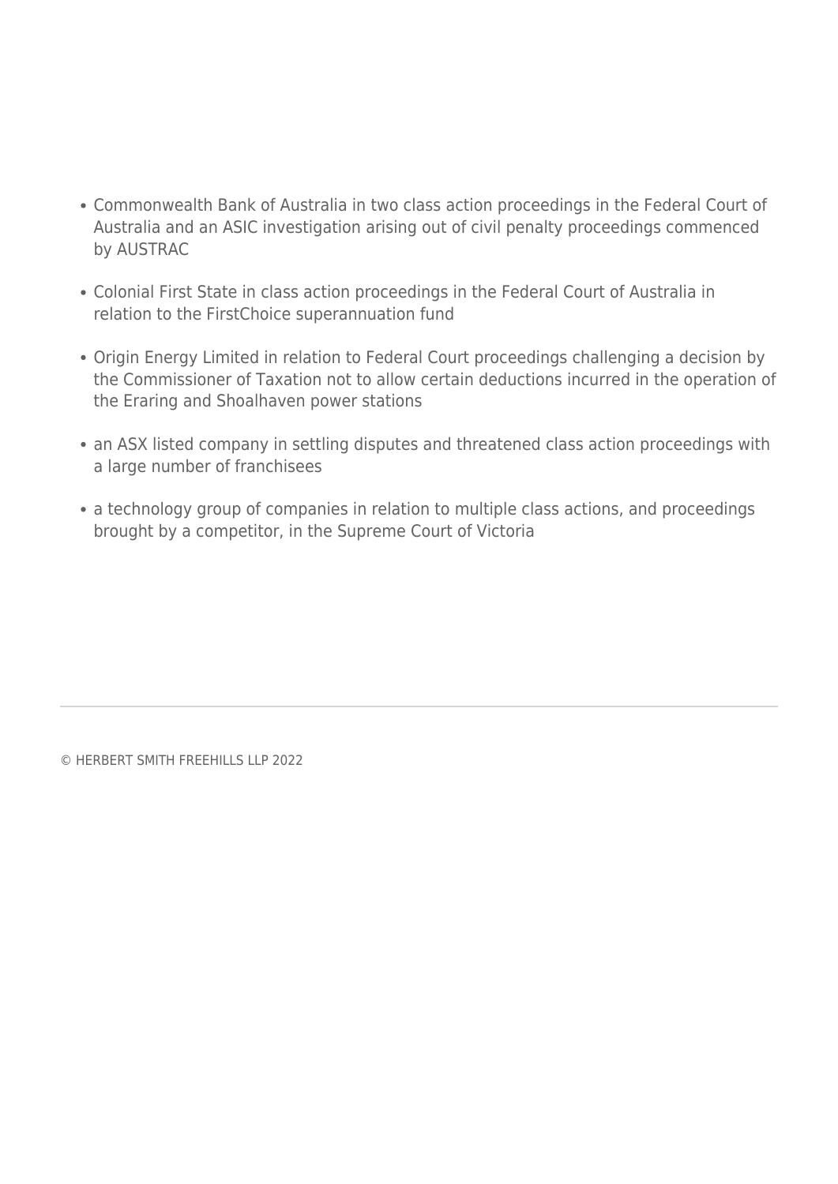- Commonwealth Bank of Australia in two class action proceedings in the Federal Court of Australia and an ASIC investigation arising out of civil penalty proceedings commenced by AUSTRAC
- Colonial First State in class action proceedings in the Federal Court of Australia in relation to the FirstChoice superannuation fund
- Origin Energy Limited in relation to Federal Court proceedings challenging a decision by the Commissioner of Taxation not to allow certain deductions incurred in the operation of the Eraring and Shoalhaven power stations
- an ASX listed company in settling disputes and threatened class action proceedings with a large number of franchisees
- a technology group of companies in relation to multiple class actions, and proceedings brought by a competitor, in the Supreme Court of Victoria

---

© HERBERT SMITH FREEHILLS LLP 2022